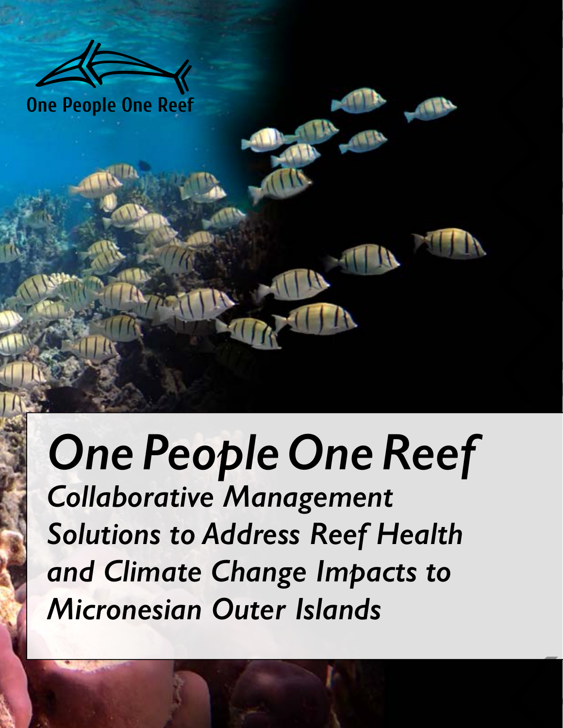One People One Reef

# One People One Reef

## *Collaborative Management Solutions to Address Reef Health and Climate Change Impacts to Micronesian Outer Islands*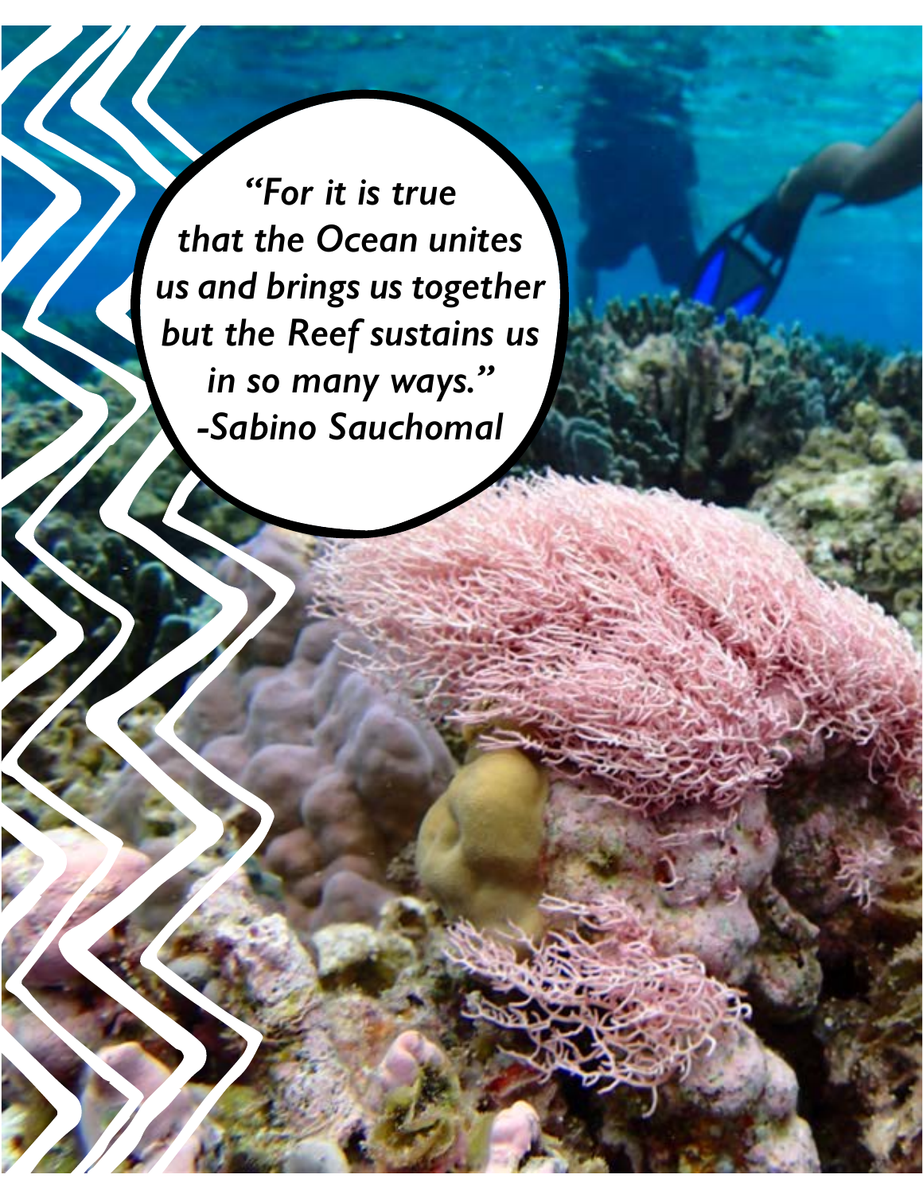*"For it is true that the Ocean unites us and brings us together but the Reef sustains us in so many ways."*
*-Sabino Sauchomal*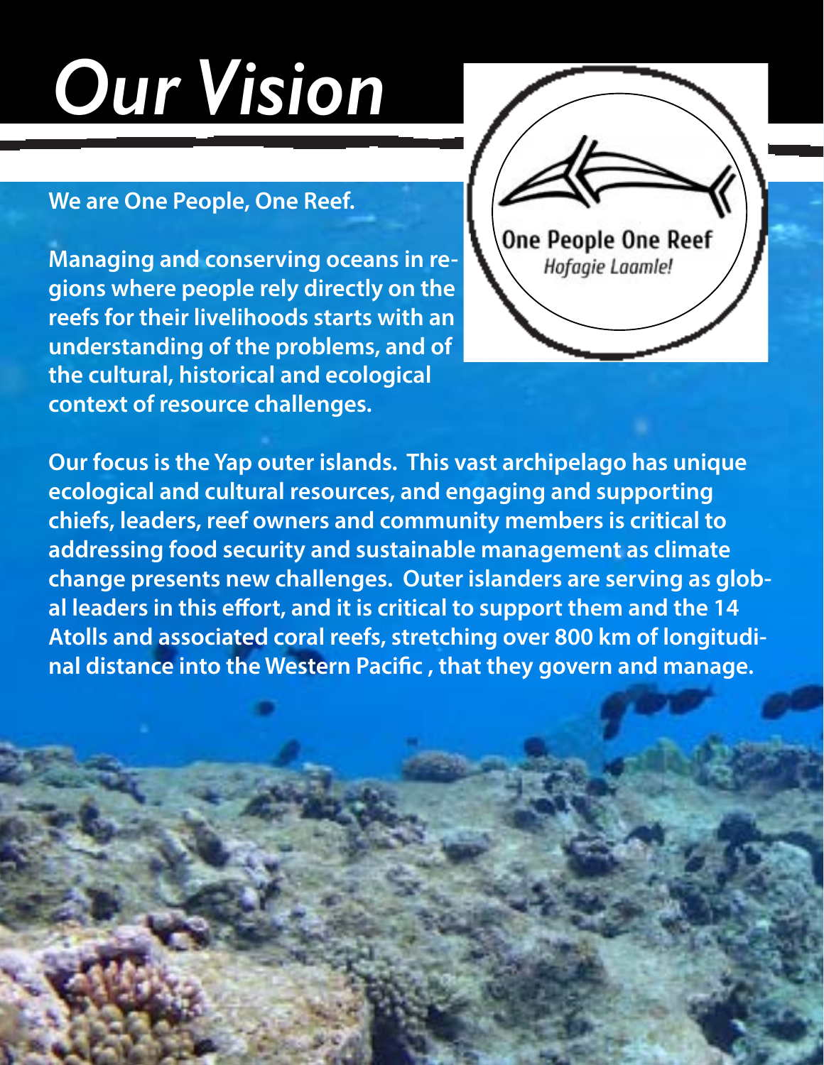# Our Vision

One People One Reef
*Hofagie Laamle!*

**We are One People, One Reef.**

**Managing and conserving oceans in regions where people rely directly on the reefs for their livelihoods starts with an understanding of the problems, and of the cultural, historical and ecological context of resource challenges.**

**Our focus is the Yap outer islands. This vast archipelago has unique ecological and cultural resources, and engaging and supporting chiefs, leaders, reef owners and community members is critical to addressing food security and sustainable management as climate change presents new challenges. Outer islanders are serving as global leaders in this effort, and it is critical to support them and the 14 Atolls and associated coral reefs, stretching over 800 km of longitudinal distance into the Western Pacific , that they govern and manage.**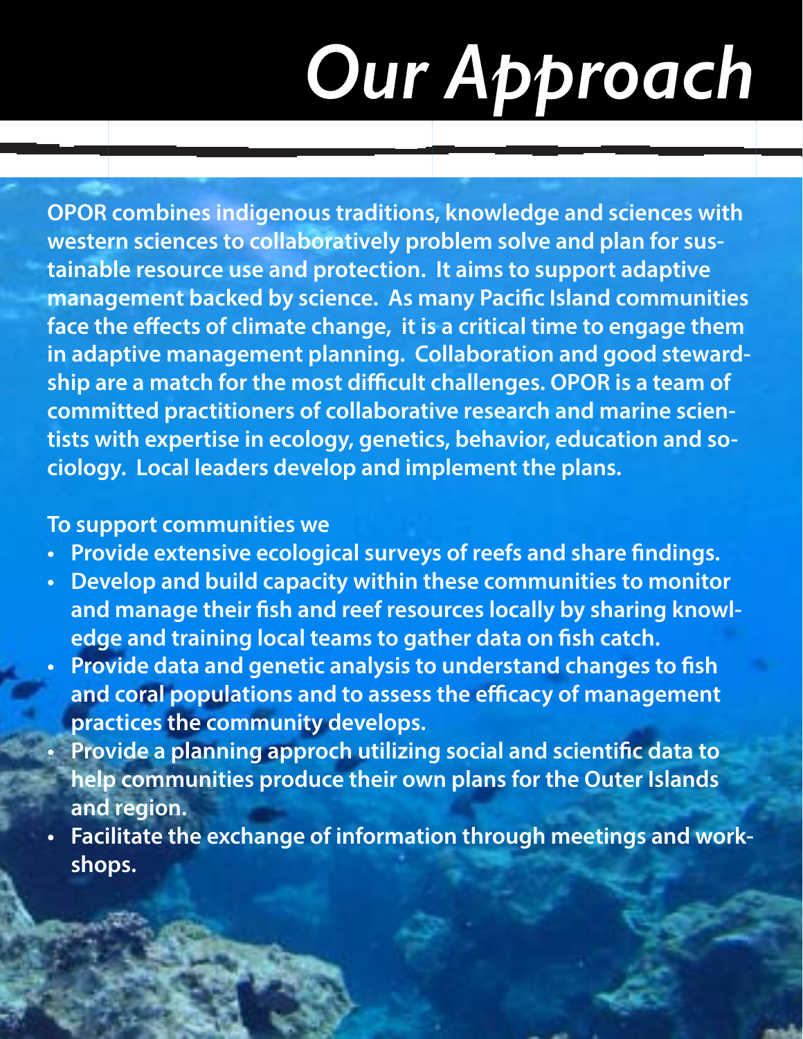# *Our Approach*

**OPOR combines indigenous traditions, knowledge and sciences with western sciences to collaboratively problem solve and plan for sustainable resource use and protection. It aims to support adaptive management backed by science. As many Pacific Island communities face the effects of climate change, it is a critical time to engage them in adaptive management planning. Collaboration and good stewardship are a match for the most difficult challenges. OPOR is a team of committed practitioners of collaborative research and marine scientists with expertise in ecology, genetics, behavior, education and sociology. Local leaders develop and implement the plans.**

**To support communities we**

- **Provide extensive ecological surveys of reefs and share findings.**
- **Develop and build capacity within these communities to monitor and manage their fish and reef resources locally by sharing knowledge and training local teams to gather data on fish catch.**
- **Provide data and genetic analysis to understand changes to fish and coral populations and to assess the efficacy of management practices the community develops.**
- **Provide a planning approch utilizing social and scientific data to help communities produce their own plans for the Outer Islands and region.**
- **Facilitate the exchange of information through meetings and workshops.**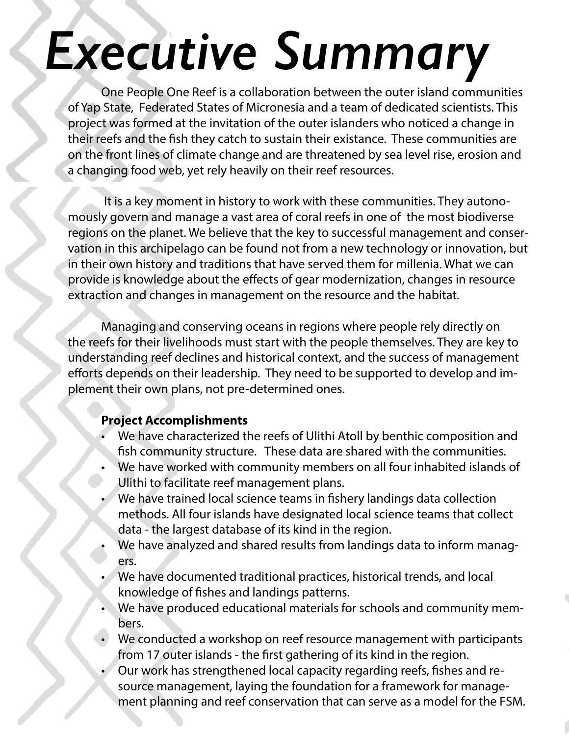# *Executive Summary*

One People One Reef is a collaboration between the outer island communities of Yap State, Federated States of Micronesia and a team of dedicated scientists. This project was formed at the invitation of the outer islanders who noticed a change in their reefs and the fish they catch to sustain their existance. These communities are on the front lines of climate change and are threatened by sea level rise, erosion and a changing food web, yet rely heavily on their reef resources.

It is a key moment in history to work with these communities. They autonomously govern and manage a vast area of coral reefs in one of the most biodiverse regions on the planet. We believe that the key to successful management and conservation in this archipelago can be found not from a new technology or innovation, but in their own history and traditions that have served them for millenia. What we can provide is knowledge about the effects of gear modernization, changes in resource extraction and changes in management on the resource and the habitat.

Managing and conserving oceans in regions where people rely directly on the reefs for their livelihoods must start with the people themselves. They are key to understanding reef declines and historical context, and the success of management efforts depends on their leadership. They need to be supported to develop and implement their own plans, not pre-determined ones.

**Project Accomplishments**

- We have characterized the reefs of Ulithi Atoll by benthic composition and fish community structure. These data are shared with the communities.
- We have worked with community members on all four inhabited islands of Ulithi to facilitate reef management plans.
- We have trained local science teams in fishery landings data collection methods. All four islands have designated local science teams that collect data - the largest database of its kind in the region.
- We have analyzed and shared results from landings data to inform managers.
- We have documented traditional practices, historical trends, and local knowledge of fishes and landings patterns.
- We have produced educational materials for schools and community members.
- We conducted a workshop on reef resource management with participants from 17 outer islands - the first gathering of its kind in the region.
- Our work has strengthened local capacity regarding reefs, fishes and resource management, laying the foundation for a framework for management planning and reef conservation that can serve as a model for the FSM.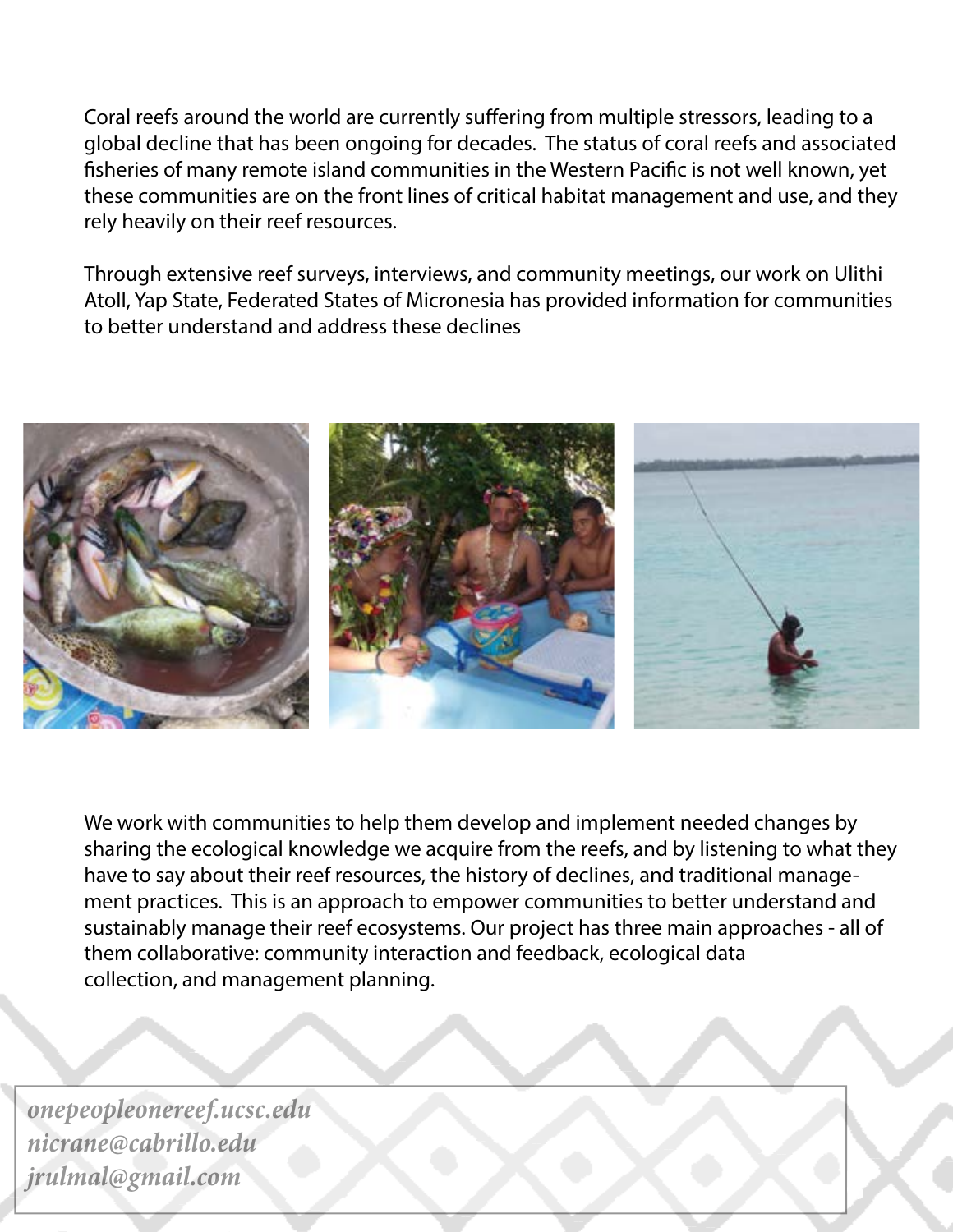Coral reefs around the world are currently suffering from multiple stressors, leading to a global decline that has been ongoing for decades. The status of coral reefs and associated fisheries of many remote island communities in the Western Pacific is not well known, yet these communities are on the front lines of critical habitat management and use, and they rely heavily on their reef resources.

Through extensive reef surveys, interviews, and community meetings, our work on Ulithi Atoll, Yap State, Federated States of Micronesia has provided information for communities to better understand and address these declines

We work with communities to help them develop and implement needed changes by sharing the ecological knowledge we acquire from the reefs, and by listening to what they have to say about their reef resources, the history of declines, and traditional management practices. This is an approach to empower communities to better understand and sustainably manage their reef ecosystems. Our project has three main approaches - all of them collaborative: community interaction and feedback, ecological data collection, and management planning.

*onepeopleonereef.ucsc.edu*
*nicrane@cabrillo.edu*
*jrulmal@gmail.com*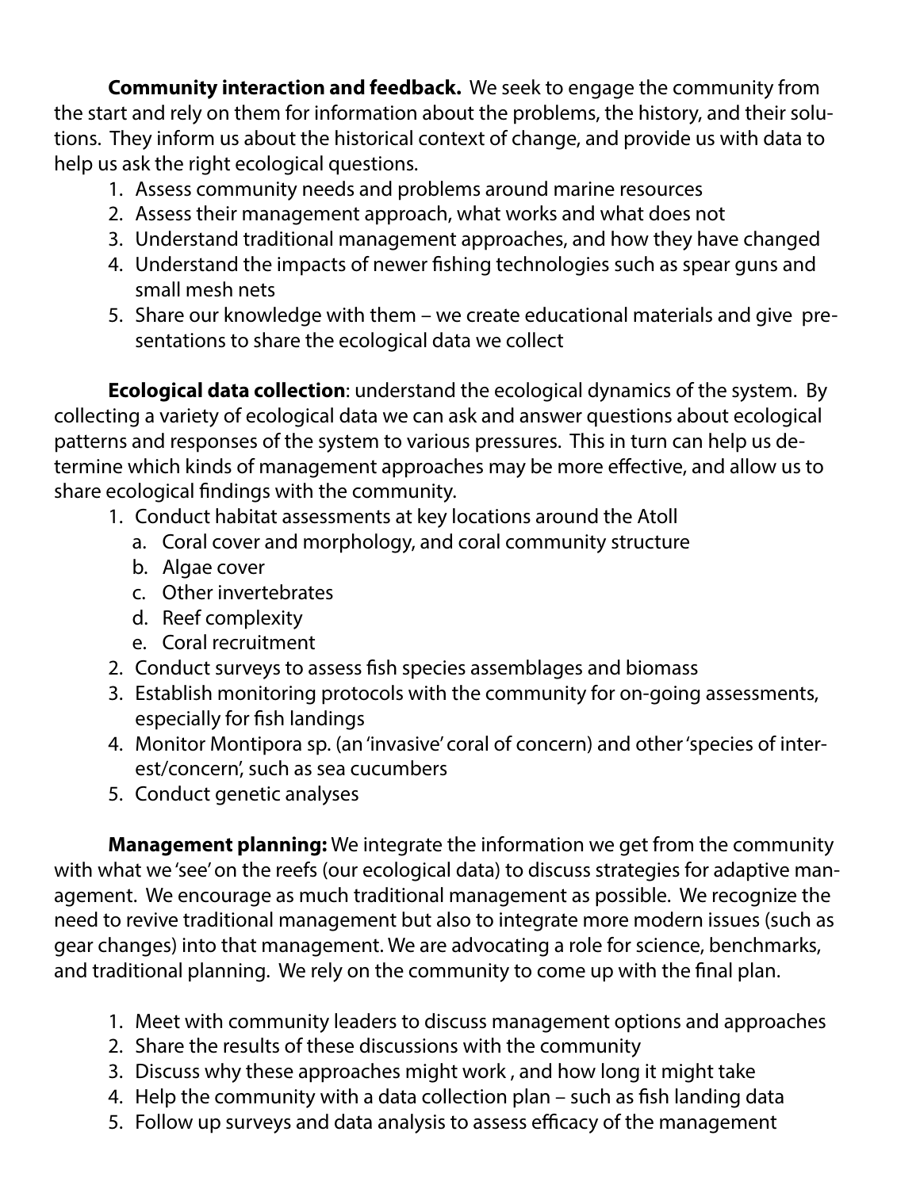**Community interaction and feedback.** We seek to engage the community from the start and rely on them for information about the problems, the history, and their solutions. They inform us about the historical context of change, and provide us with data to help us ask the right ecological questions.

1. Assess community needs and problems around marine resources
2. Assess their management approach, what works and what does not
3. Understand traditional management approaches, and how they have changed
4. Understand the impacts of newer fishing technologies such as spear guns and small mesh nets
5. Share our knowledge with them – we create educational materials and give presentations to share the ecological data we collect

**Ecological data collection**: understand the ecological dynamics of the system. By collecting a variety of ecological data we can ask and answer questions about ecological patterns and responses of the system to various pressures. This in turn can help us determine which kinds of management approaches may be more effective, and allow us to share ecological findings with the community.

1. Conduct habitat assessments at key locations around the Atoll
   a. Coral cover and morphology, and coral community structure
   b. Algae cover
   c. Other invertebrates
   d. Reef complexity
   e. Coral recruitment
2. Conduct surveys to assess fish species assemblages and biomass
3. Establish monitoring protocols with the community for on-going assessments, especially for fish landings
4. Monitor Montipora sp. (an 'invasive' coral of concern) and other 'species of interest/concern', such as sea cucumbers
5. Conduct genetic analyses

**Management planning:** We integrate the information we get from the community with what we 'see' on the reefs (our ecological data) to discuss strategies for adaptive management. We encourage as much traditional management as possible. We recognize the need to revive traditional management but also to integrate more modern issues (such as gear changes) into that management. We are advocating a role for science, benchmarks, and traditional planning. We rely on the community to come up with the final plan.

1. Meet with community leaders to discuss management options and approaches
2. Share the results of these discussions with the community
3. Discuss why these approaches might work , and how long it might take
4. Help the community with a data collection plan – such as fish landing data
5. Follow up surveys and data analysis to assess efficacy of the management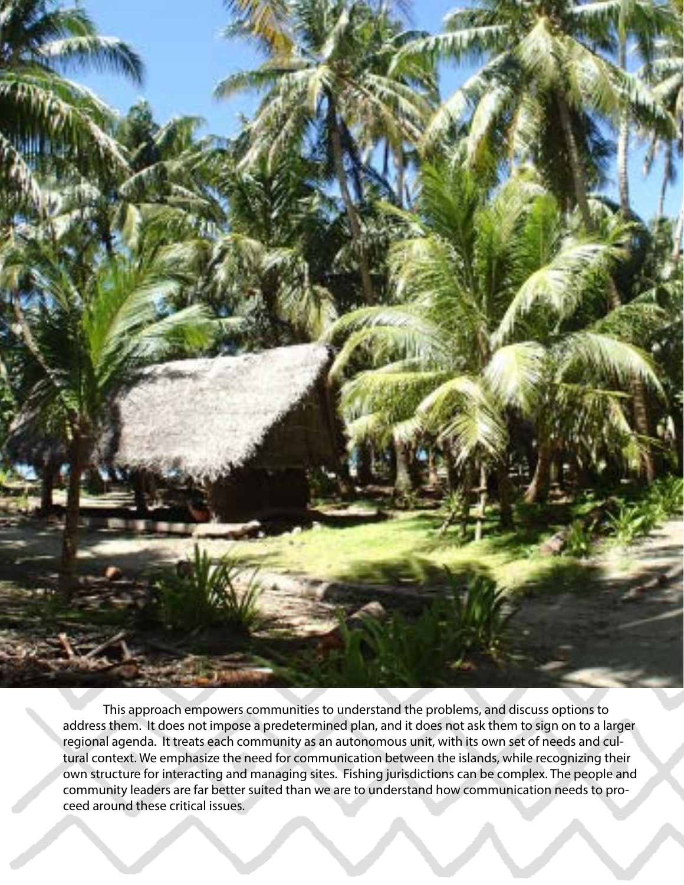This approach empowers communities to understand the problems, and discuss options to address them. It does not impose a predetermined plan, and it does not ask them to sign on to a larger regional agenda. It treats each community as an autonomous unit, with its own set of needs and cultural context. We emphasize the need for communication between the islands, while recognizing their own structure for interacting and managing sites. Fishing jurisdictions can be complex. The people and community leaders are far better suited than we are to understand how communication needs to proceed around these critical issues.